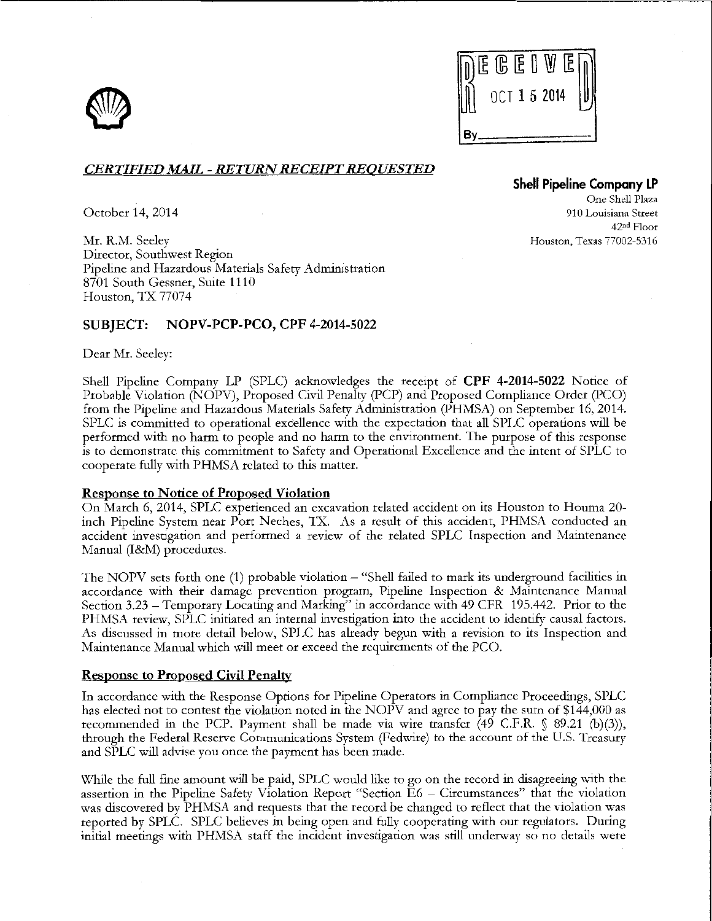RECEIVED
OCT 15 2014
By\_\_\_\_\_\_\_\_\_\_

***CERTIFIED MAIL - RETURN RECEIPT REQUESTED***

**Shell Pipeline Company LP**
One Shell Plaza
910 Louisiana Street
42nd Floor
Houston, Texas 77002-5316

October 14, 2014

Mr. R.M. Seeley
Director, Southwest Region
Pipeline and Hazardous Materials Safety Administration
8701 South Gessner, Suite 1110
Houston, TX 77074

**SUBJECT: NOPV-PCP-PCO, CPF 4-2014-5022**

Dear Mr. Seeley:

Shell Pipeline Company LP (SPLC) acknowledges the receipt of **CPF 4-2014-5022** Notice of Probable Violation (NOPV), Proposed Civil Penalty (PCP) and Proposed Compliance Order (PCO) from the Pipeline and Hazardous Materials Safety Administration (PHMSA) on September 16, 2014. SPLC is committed to operational excellence with the expectation that all SPLC operations will be performed with no harm to people and no harm to the environment. The purpose of this response is to demonstrate this commitment to Safety and Operational Excellence and the intent of SPLC to cooperate fully with PHMSA related to this matter.

**Response to Notice of Proposed Violation**

On March 6, 2014, SPLC experienced an excavation related accident on its Houston to Houma 20-inch Pipeline System near Port Neches, TX. As a result of this accident, PHMSA conducted an accident investigation and performed a review of the related SPLC Inspection and Maintenance Manual (I&M) procedures.

The NOPV sets forth one (1) probable violation – "Shell failed to mark its underground facilities in accordance with their damage prevention program, Pipeline Inspection & Maintenance Manual Section 3.23 – Temporary Locating and Marking" in accordance with 49 CFR 195.442. Prior to the PHMSA review, SPLC initiated an internal investigation into the accident to identify causal factors. As discussed in more detail below, SPLC has already begun with a revision to its Inspection and Maintenance Manual which will meet or exceed the requirements of the PCO.

**Response to Proposed Civil Penalty**

In accordance with the Response Options for Pipeline Operators in Compliance Proceedings, SPLC has elected not to contest the violation noted in the NOPV and agree to pay the sum of $144,000 as recommended in the PCP. Payment shall be made via wire transfer (49 C.F.R. § 89.21 (b)(3)), through the Federal Reserve Communications System (Fedwire) to the account of the U.S. Treasury and SPLC will advise you once the payment has been made.

While the full fine amount will be paid, SPLC would like to go on the record in disagreeing with the assertion in the Pipeline Safety Violation Report "Section E6 – Circumstances" that the violation was discovered by PHMSA and requests that the record be changed to reflect that the violation was reported by SPLC. SPLC believes in being open and fully cooperating with our regulators. During initial meetings with PHMSA staff the incident investigation was still underway so no details were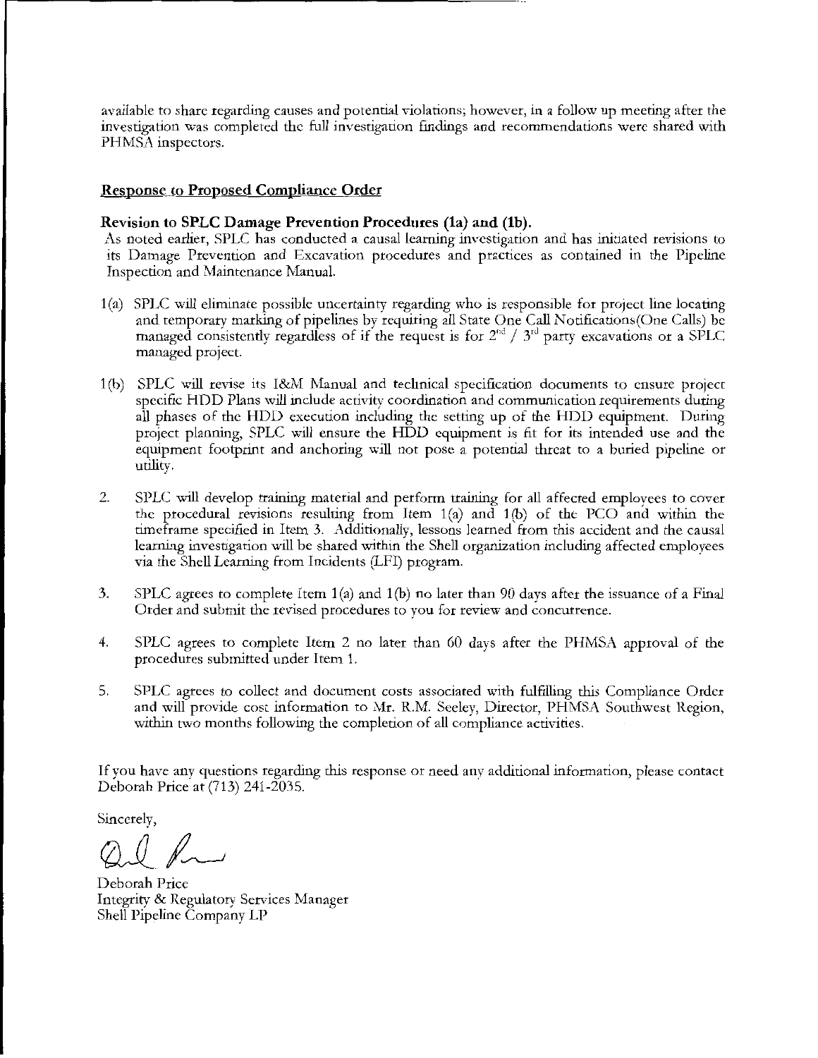available to share regarding causes and potential violations; however, in a follow up meeting after the investigation was completed the full investigation findings and recommendations were shared with PHMSA inspectors.

## Response to Proposed Compliance Order

### Revision to SPLC Damage Prevention Procedures (1a) and (1b).

As noted earlier, SPLC has conducted a causal learning investigation and has initiated revisions to its Damage Prevention and Excavation procedures and practices as contained in the Pipeline Inspection and Maintenance Manual.

1(a) SPLC will eliminate possible uncertainty regarding who is responsible for project line locating and temporary marking of pipelines by requiring all State One Call Notifications(One Calls) be managed consistently regardless of if the request is for 2nd / 3rd party excavations or a SPLC managed project.

1(b) SPLC will revise its I&M Manual and technical specification documents to ensure project specific HDD Plans will include activity coordination and communication requirements during all phases of the HDD execution including the setting up of the HDD equipment. During project planning, SPLC will ensure the HDD equipment is fit for its intended use and the equipment footprint and anchoring will not pose a potential threat to a buried pipeline or utility.

2. SPLC will develop training material and perform training for all affected employees to cover the procedural revisions resulting from Item 1(a) and 1(b) of the PCO and within the timeframe specified in Item 3. Additionally, lessons learned from this accident and the causal learning investigation will be shared within the Shell organization including affected employees via the Shell Learning from Incidents (LFI) program.

3. SPLC agrees to complete Item 1(a) and 1(b) no later than 90 days after the issuance of a Final Order and submit the revised procedures to you for review and concurrence.

4. SPLC agrees to complete Item 2 no later than 60 days after the PHMSA approval of the procedures submitted under Item 1.

5. SPLC agrees to collect and document costs associated with fulfilling this Compliance Order and will provide cost information to Mr. R.M. Seeley, Director, PHMSA Southwest Region, within two months following the completion of all compliance activities.

If you have any questions regarding this response or need any additional information, please contact Deborah Price at (713) 241-2035.

Sincerely,

Deborah Price
Integrity & Regulatory Services Manager
Shell Pipeline Company LP